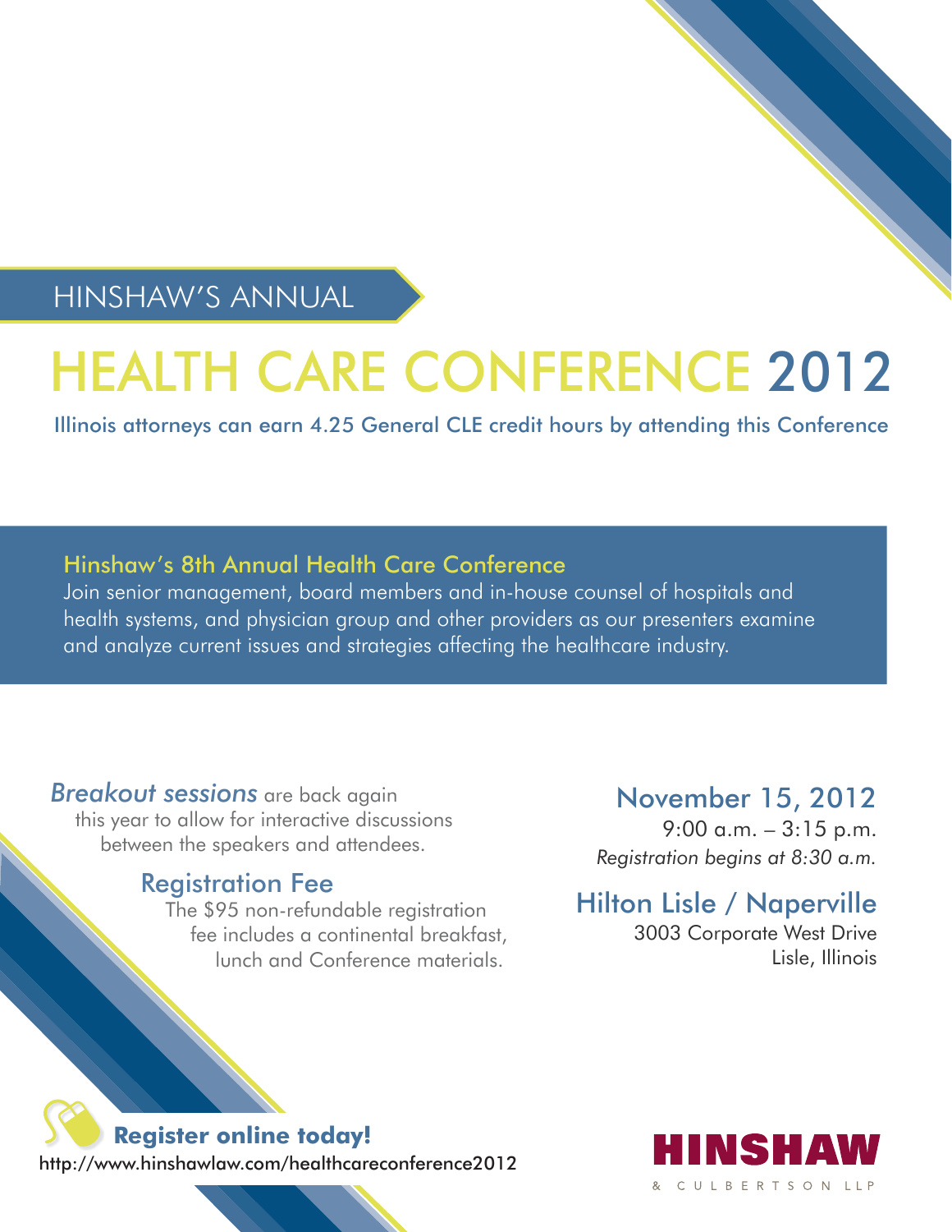HINSHAW'S ANNUAL

# HEALTH CARE CONFERENCE 2012

Illinois attorneys can earn 4.25 General CLE credit hours by attending this Conference

## Hinshaw's 8th Annual Health Care Conference

Join senior management, board members and in-house counsel of hospitals and health systems, and physician group and other providers as our presenters examine and analyze current issues and strategies affecting the healthcare industry.

*Breakout sessions* are back again this year to allow for interactive discussions between the speakers and attendees.

### Registration Fee

The $95 non-refundable registration fee includes a continental breakfast, lunch and Conference materials.

### November 15, 2012

9:00 a.m. – 3:15 p.m.

*Registration begins at 8:30 a.m.*

### Hilton Lisle / Naperville

3003 Corporate West Drive
Lisle, Illinois

**Register online today!**

http://www.hinshawlaw.com/healthcareconference2012

**HINSHAW**
& CULBERTSON LLP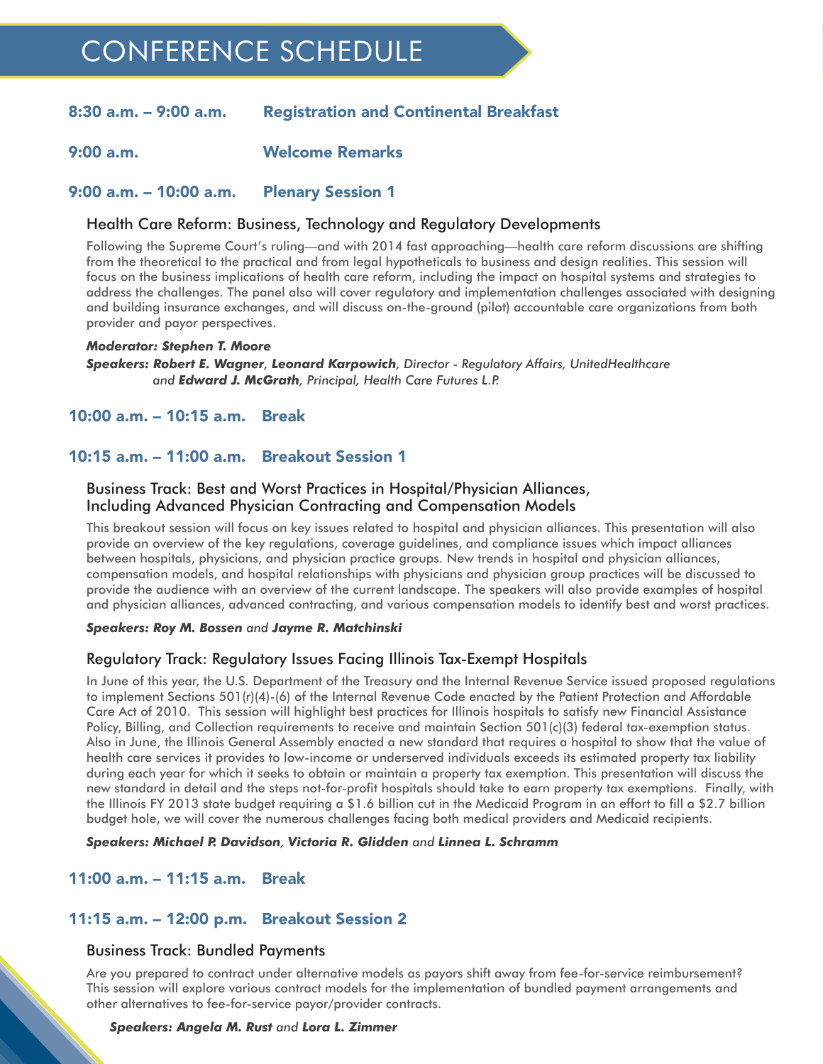# CONFERENCE SCHEDULE

## 8:30 a.m. – 9:00 a.m. Registration and Continental Breakfast

## 9:00 a.m. Welcome Remarks

## 9:00 a.m. – 10:00 a.m. Plenary Session 1

### Health Care Reform: Business, Technology and Regulatory Developments

Following the Supreme Court's ruling—and with 2014 fast approaching—health care reform discussions are shifting from the theoretical to the practical and from legal hypotheticals to business and design realities. This session will focus on the business implications of health care reform, including the impact on hospital systems and strategies to address the challenges. The panel also will cover regulatory and implementation challenges associated with designing and building insurance exchanges, and will discuss on-the-ground (pilot) accountable care organizations from both provider and payor perspectives.

***Moderator: Stephen T. Moore***

***Speakers: Robert E. Wagner**, **Leonard Karpowich**, Director - Regulatory Affairs, UnitedHealthcare and **Edward J. McGrath**, Principal, Health Care Futures L.P.*

## 10:00 a.m. – 10:15 a.m. Break

## 10:15 a.m. – 11:00 a.m. Breakout Session 1

### Business Track: Best and Worst Practices in Hospital/Physician Alliances, Including Advanced Physician Contracting and Compensation Models

This breakout session will focus on key issues related to hospital and physician alliances. This presentation will also provide an overview of the key regulations, coverage guidelines, and compliance issues which impact alliances between hospitals, physicians, and physician practice groups. New trends in hospital and physician alliances, compensation models, and hospital relationships with physicians and physician group practices will be discussed to provide the audience with an overview of the current landscape. The speakers will also provide examples of hospital and physician alliances, advanced contracting, and various compensation models to identify best and worst practices.

***Speakers: Roy M. Bossen** and **Jayme R. Matchinski***

### Regulatory Track: Regulatory Issues Facing Illinois Tax-Exempt Hospitals

In June of this year, the U.S. Department of the Treasury and the Internal Revenue Service issued proposed regulations to implement Sections 501(r)(4)-(6) of the Internal Revenue Code enacted by the Patient Protection and Affordable Care Act of 2010. This session will highlight best practices for Illinois hospitals to satisfy new Financial Assistance Policy, Billing, and Collection requirements to receive and maintain Section 501(c)(3) federal tax-exemption status. Also in June, the Illinois General Assembly enacted a new standard that requires a hospital to show that the value of health care services it provides to low-income or underserved individuals exceeds its estimated property tax liability during each year for which it seeks to obtain or maintain a property tax exemption. This presentation will discuss the new standard in detail and the steps not-for-profit hospitals should take to earn property tax exemptions. Finally, with the Illinois FY 2013 state budget requiring a $1.6 billion cut in the Medicaid Program in an effort to fill a $2.7 billion budget hole, we will cover the numerous challenges facing both medical providers and Medicaid recipients.

***Speakers: Michael P. Davidson**, **Victoria R. Glidden** and **Linnea L. Schramm***

## 11:00 a.m. – 11:15 a.m. Break

## 11:15 a.m. – 12:00 p.m. Breakout Session 2

### Business Track: Bundled Payments

Are you prepared to contract under alternative models as payors shift away from fee-for-service reimbursement? This session will explore various contract models for the implementation of bundled payment arrangements and other alternatives to fee-for-service payor/provider contracts.

***Speakers: Angela M. Rust** and **Lora L. Zimmer***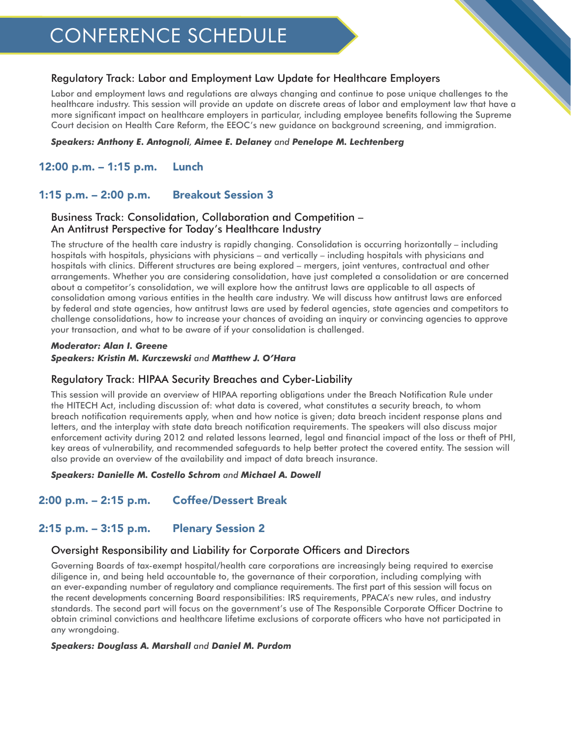# CONFERENCE SCHEDULE

### Regulatory Track: Labor and Employment Law Update for Healthcare Employers

Labor and employment laws and regulations are always changing and continue to pose unique challenges to the healthcare industry. This session will provide an update on discrete areas of labor and employment law that have a more significant impact on healthcare employers in particular, including employee benefits following the Supreme Court decision on Health Care Reform, the EEOC's new guidance on background screening, and immigration.

***Speakers: Anthony E. Antognoli, Aimee E. Delaney** and **Penelope M. Lechtenberg***

## 12:00 p.m. – 1:15 p.m. Lunch

## 1:15 p.m. – 2:00 p.m. Breakout Session 3

### Business Track: Consolidation, Collaboration and Competition – An Antitrust Perspective for Today's Healthcare Industry

The structure of the health care industry is rapidly changing. Consolidation is occurring horizontally – including hospitals with hospitals, physicians with physicians – and vertically – including hospitals with physicians and hospitals with clinics. Different structures are being explored – mergers, joint ventures, contractual and other arrangements. Whether you are considering consolidation, have just completed a consolidation or are concerned about a competitor's consolidation, we will explore how the antitrust laws are applicable to all aspects of consolidation among various entities in the health care industry. We will discuss how antitrust laws are enforced by federal and state agencies, how antitrust laws are used by federal agencies, state agencies and competitors to challenge consolidations, how to increase your chances of avoiding an inquiry or convincing agencies to approve your transaction, and what to be aware of if your consolidation is challenged.

***Moderator: Alan I. Greene***
***Speakers: Kristin M. Kurczewski** and **Matthew J. O'Hara***

### Regulatory Track: HIPAA Security Breaches and Cyber-Liability

This session will provide an overview of HIPAA reporting obligations under the Breach Notification Rule under the HITECH Act, including discussion of: what data is covered, what constitutes a security breach, to whom breach notification requirements apply, when and how notice is given; data breach incident response plans and letters, and the interplay with state data breach notification requirements. The speakers will also discuss major enforcement activity during 2012 and related lessons learned, legal and financial impact of the loss or theft of PHI, key areas of vulnerability, and recommended safeguards to help better protect the covered entity. The session will also provide an overview of the availability and impact of data breach insurance.

***Speakers: Danielle M. Costello Schrom** and **Michael A. Dowell***

## 2:00 p.m. – 2:15 p.m. Coffee/Dessert Break

## 2:15 p.m. – 3:15 p.m. Plenary Session 2

### Oversight Responsibility and Liability for Corporate Officers and Directors

Governing Boards of tax-exempt hospital/health care corporations are increasingly being required to exercise diligence in, and being held accountable to, the governance of their corporation, including complying with an ever-expanding number of regulatory and compliance requirements. The first part of this session will focus on the recent developments concerning Board responsibilities: IRS requirements, PPACA's new rules, and industry standards. The second part will focus on the government's use of The Responsible Corporate Officer Doctrine to obtain criminal convictions and healthcare lifetime exclusions of corporate officers who have not participated in any wrongdoing.

***Speakers: Douglass A. Marshall** and **Daniel M. Purdom***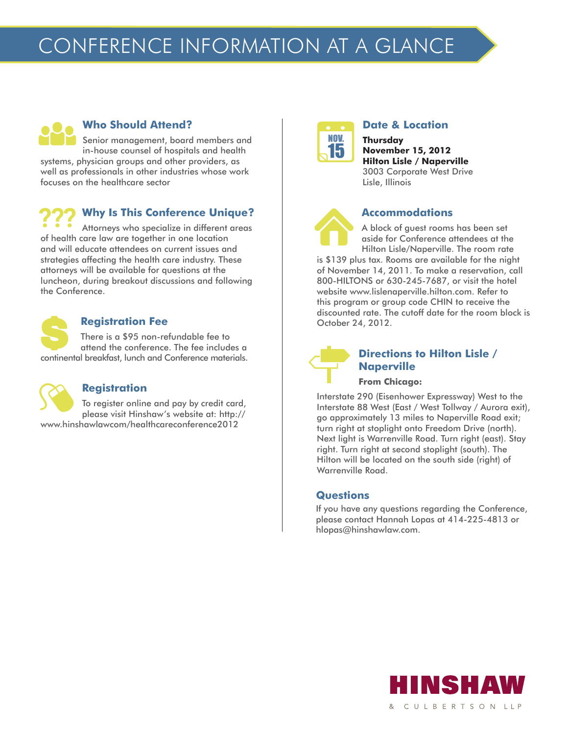# CONFERENCE INFORMATION AT A GLANCE

## Who Should Attend?

Senior management, board members and in-house counsel of hospitals and health systems, physician groups and other providers, as well as professionals in other industries whose work focuses on the healthcare sector

## Why Is This Conference Unique?

Attorneys who specialize in different areas of health care law are together in one location and will educate attendees on current issues and strategies affecting the health care industry. These attorneys will be available for questions at the luncheon, during breakout discussions and following the Conference.

## Registration Fee

There is a $95 non-refundable fee to attend the conference. The fee includes a continental breakfast, lunch and Conference materials.

## Registration

To register online and pay by credit card, please visit Hinshaw's website at: http://www.hinshawlawcom/healthcareconference2012

## Date & Location

**Thursday**
**November 15, 2012**
**Hilton Lisle / Naperville**
3003 Corporate West Drive
Lisle, Illinois

## Accommodations

A block of guest rooms has been set aside for Conference attendees at the Hilton Lisle/Naperville. The room rate is $139 plus tax. Rooms are available for the night of November 14, 2011. To make a reservation, call 800-HILTONS or 630-245-7687, or visit the hotel website www.lislenaperville.hilton.com. Refer to this program or group code CHIN to receive the discounted rate. The cutoff date for the room block is October 24, 2012.

## Directions to Hilton Lisle / Naperville

**From Chicago:**

Interstate 290 (Eisenhower Expressway) West to the Interstate 88 West (East / West Tollway / Aurora exit), go approximately 13 miles to Naperville Road exit; turn right at stoplight onto Freedom Drive (north). Next light is Warrenville Road. Turn right (east). Stay right. Turn right at second stoplight (south). The Hilton will be located on the south side (right) of Warrenville Road.

## Questions

If you have any questions regarding the Conference, please contact Hannah Lopas at 414-225-4813 or hlopas@hinshawlaw.com.

HINSHAW
& CULBERTSON LLP